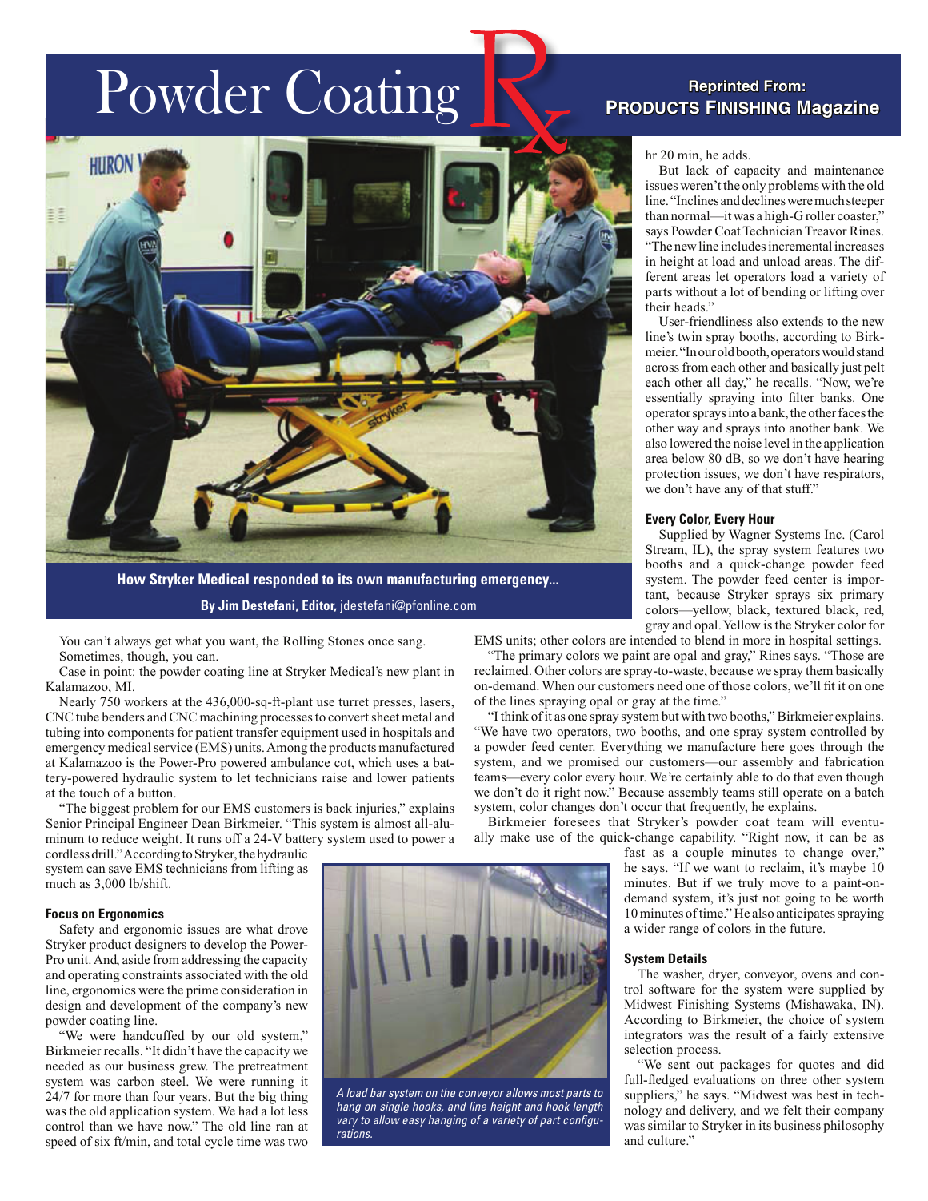# Powder Coating Rx

**Reprinted From: PRODUCTS FINISHING Magazine**

**How Stryker Medical responded to its own manufacturing emergency...**

**By Jim Destefani, Editor,** jdestefani@pfonline.com

You can't always get what you want, the Rolling Stones once sang. Sometimes, though, you can.

Case in point: the powder coating line at Stryker Medical's new plant in Kalamazoo, MI.

Nearly 750 workers at the 436,000-sq-ft-plant use turret presses, lasers, CNC tube benders and CNC machining processes to convert sheet metal and tubing into components for patient transfer equipment used in hospitals and emergency medical service (EMS) units. Among the products manufactured at Kalamazoo is the Power-Pro powered ambulance cot, which uses a battery-powered hydraulic system to let technicians raise and lower patients at the touch of a button.

"The biggest problem for our EMS customers is back injuries," explains Senior Principal Engineer Dean Birkmeier. "This system is almost all-aluminum to reduce weight. It runs off a 24-V battery system used to power a cordless drill." According to Stryker, the hydraulic system can save EMS technicians from lifting as much as 3,000 lb/shift.

### Focus on Ergonomics

Safety and ergonomic issues are what drove Stryker product designers to develop the Power-Pro unit. And, aside from addressing the capacity and operating constraints associated with the old line, ergonomics were the prime consideration in design and development of the company's new powder coating line.

"We were handcuffed by our old system," Birkmeier recalls. "It didn't have the capacity we needed as our business grew. The pretreatment system was carbon steel. We were running it 24/7 for more than four years. But the big thing was the old application system. We had a lot less control than we have now." The old line ran at speed of six ft/min, and total cycle time was two hr 20 min, he adds.

*A load bar system on the conveyor allows most parts to hang on single hooks, and line height and hook length vary to allow easy hanging of a variety of part configurations.*

But lack of capacity and maintenance issues weren't the only problems with the old line. "Inclines and declines were much steeper than normal—it was a high-G roller coaster," says Powder Coat Technician Treavor Rines. "The new line includes incremental increases in height at load and unload areas. The different areas let operators load a variety of parts without a lot of bending or lifting over their heads."

User-friendliness also extends to the new line's twin spray booths, according to Birkmeier. "In our old booth, operators would stand across from each other and basically just pelt each other all day," he recalls. "Now, we're essentially spraying into filter banks. One operator sprays into a bank, the other faces the other way and sprays into another bank. We also lowered the noise level in the application area below 80 dB, so we don't have hearing protection issues, we don't have respirators, we don't have any of that stuff."

### Every Color, Every Hour

Supplied by Wagner Systems Inc. (Carol Stream, IL), the spray system features two booths and a quick-change powder feed system. The powder feed center is important, because Stryker sprays six primary colors—yellow, black, textured black, red, gray and opal. Yellow is the Stryker color for EMS units; other colors are intended to blend in more in hospital settings.

"The primary colors we paint are opal and gray," Rines says. "Those are reclaimed. Other colors are spray-to-waste, because we spray them basically on-demand. When our customers need one of those colors, we'll fit it on one of the lines spraying opal or gray at the time."

"I think of it as one spray system but with two booths," Birkmeier explains. "We have two operators, two booths, and one spray system controlled by a powder feed center. Everything we manufacture here goes through the system, and we promised our customers—our assembly and fabrication teams—every color every hour. We're certainly able to do that even though we don't do it right now." Because assembly teams still operate on a batch system, color changes don't occur that frequently, he explains.

Birkmeier foresees that Stryker's powder coat team will eventually make use of the quick-change capability. "Right now, it can be as fast as a couple minutes to change over," he says. "If we want to reclaim, it's maybe 10 minutes. But if we truly move to a paint-on-demand system, it's just not going to be worth 10 minutes of time." He also anticipates spraying a wider range of colors in the future.

### System Details

The washer, dryer, conveyor, ovens and control software for the system were supplied by Midwest Finishing Systems (Mishawaka, IN). According to Birkmeier, the choice of system integrators was the result of a fairly extensive selection process.

"We sent out packages for quotes and did full-fledged evaluations on three other system suppliers," he says. "Midwest was best in technology and delivery, and we felt their company was similar to Stryker in its business philosophy and culture."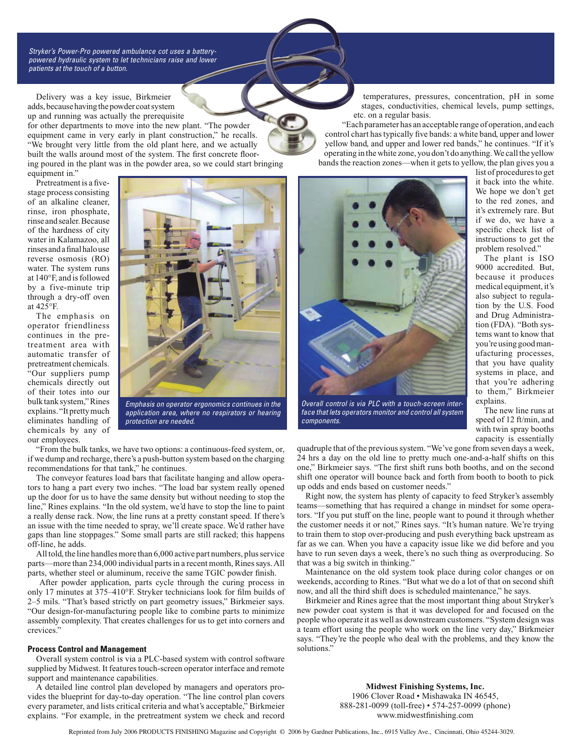*Stryker's Power-Pro powered ambulance cot uses a battery-powered hydraulic system to let technicians raise and lower patients at the touch of a button.*

Delivery was a key issue, Birkmeier adds, because having the powder coat system up and running was actually the prerequisite for other departments to move into the new plant. "The powder equipment came in very early in plant construction," he recalls. "We brought very little from the old plant here, and we actually built the walls around most of the system. The first concrete flooring poured in the plant was in the powder area, so we could start bringing equipment in."

Pretreatment is a five-stage process consisting of an alkaline cleaner, rinse, iron phosphate, rinse and sealer. Because of the hardness of city water in Kalamazoo, all rinses and a final halo use reverse osmosis (RO) water. The system runs at 140°F, and is followed by a five-minute trip through a dry-off oven at 425°F.

The emphasis on operator friendliness continues in the pretreatment area with automatic transfer of pretreatment chemicals. "Our suppliers pump chemicals directly out of their totes into our bulk tank system," Rines explains. "It pretty much eliminates handling of chemicals by any of our employees.

*Emphasis on operator ergonomics continues in the application area, where no respirators or hearing protection are needed.*

"From the bulk tanks, we have two options: a continuous-feed system, or, if we dump and recharge, there's a push-button system based on the charging recommendations for that tank," he continues.

The conveyor features load bars that facilitate hanging and allow operators to hang a part every two inches. "The load bar system really opened up the door for us to have the same density but without needing to stop the line," Rines explains. "In the old system, we'd have to stop the line to paint a really dense rack. Now, the line runs at a pretty constant speed. If there's an issue with the time needed to spray, we'll create space. We'd rather have gaps than line stoppages." Some small parts are still racked; this happens off-line, he adds.

All told, the line handles more than 6,000 active part numbers, plus service parts—more than 234,000 individual parts in a recent month, Rines says. All parts, whether steel or aluminum, receive the same TGIC powder finish.

After powder application, parts cycle through the curing process in only 17 minutes at 375–410°F. Stryker technicians look for film builds of 2–5 mils. "That's based strictly on part geometry issues," Birkmeier says. "Our design-for-manufacturing people like to combine parts to minimize assembly complexity. That creates challenges for us to get into corners and crevices."

### Process Control and Management

Overall system control is via a PLC-based system with control software supplied by Midwest. It features touch-screen operator interface and remote support and maintenance capabilities.

A detailed line control plan developed by managers and operators provides the blueprint for day-to-day operation. "The line control plan covers every parameter, and lists critical criteria and what's acceptable," Birkmeier explains. "For example, in the pretreatment system we check and record temperatures, pressures, concentration, pH in some stages, conductivities, chemical levels, pump settings, etc. on a regular basis.

"Each parameter has an acceptable range of operation, and each control chart has typically five bands: a white band, upper and lower yellow band, and upper and lower red bands," he continues. "If it's operating in the white zone, you don't do anything. We call the yellow bands the reaction zones—when it gets to yellow, the plan gives you a list of procedures to get it back into the white. We hope we don't get to the red zones, and it's extremely rare. But if we do, we have a specific check list of instructions to get the problem resolved."

*Overall control is via PLC with a touch-screen interface that lets operators monitor and control all system components.*

The plant is ISO 9000 accredited. But, because it produces medical equipment, it's also subject to regulation by the U.S. Food and Drug Administration (FDA). "Both systems want to know that you're using good manufacturing processes, that you have quality systems in place, and that you're adhering to them," Birkmeier explains.

The new line runs at speed of 12 ft/min, and with twin spray booths capacity is essentially quadruple that of the previous system. "We've gone from seven days a week, 24 hrs a day on the old line to pretty much one-and-a-half shifts on this one," Birkmeier says. "The first shift runs both booths, and on the second shift one operator will bounce back and forth from booth to booth to pick up odds and ends based on customer needs."

Right now, the system has plenty of capacity to feed Stryker's assembly teams—something that has required a change in mindset for some operators. "If you put stuff on the line, people want to pound it through whether the customer needs it or not," Rines says. "It's human nature. We're trying to train them to stop over-producing and push everything back upstream as far as we can. When you have a capacity issue like we did before and you have to run seven days a week, there's no such thing as overproducing. So that was a big switch in thinking."

Maintenance on the old system took place during color changes or on weekends, according to Rines. "But what we do a lot of that on second shift now, and all the third shift does is scheduled maintenance," he says.

Birkmeier and Rines agree that the most important thing about Stryker's new powder coat system is that it was developed for and focused on the people who operate it as well as downstream customers. "System design was a team effort using the people who work on the line very day," Birkmeier says. "They're the people who deal with the problems, and they know the solutions."

**Midwest Finishing Systems, Inc.**
1906 Clover Road • Mishawaka IN 46545,
888-281-0099 (toll-free) • 574-257-0099 (phone)
www.midwestfinishing.com

Reprinted from July 2006 PRODUCTS FINISHING Magazine and Copyright © 2006 by Gardner Publications, Inc., 6915 Valley Ave., Cincinnati, Ohio 45244-3029.